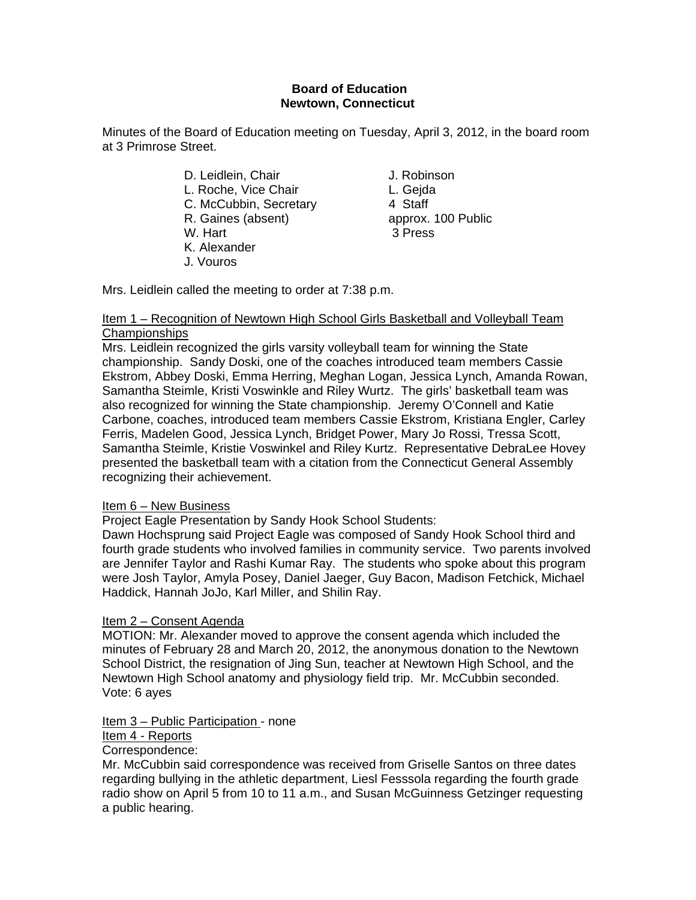**Board of Education**
**Newtown, Connecticut**

Minutes of the Board of Education meeting on Tuesday, April 3, 2012, in the board room at 3 Primrose Street.

D. Leidlein, Chair
L. Roche, Vice Chair
C. McCubbin, Secretary
R. Gaines (absent)
W. Hart
K. Alexander
J. Vouros

J. Robinson
L. Gejda
4 Staff
approx. 100 Public
3 Press

Mrs. Leidlein called the meeting to order at 7:38 p.m.

Item 1 – Recognition of Newtown High School Girls Basketball and Volleyball Team Championships

Mrs. Leidlein recognized the girls varsity volleyball team for winning the State championship. Sandy Doski, one of the coaches introduced team members Cassie Ekstrom, Abbey Doski, Emma Herring, Meghan Logan, Jessica Lynch, Amanda Rowan, Samantha Steimle, Kristi Voswinkle and Riley Wurtz. The girls' basketball team was also recognized for winning the State championship. Jeremy O'Connell and Katie Carbone, coaches, introduced team members Cassie Ekstrom, Kristiana Engler, Carley Ferris, Madelen Good, Jessica Lynch, Bridget Power, Mary Jo Rossi, Tressa Scott, Samantha Steimle, Kristie Voswinkel and Riley Kurtz. Representative DebraLee Hovey presented the basketball team with a citation from the Connecticut General Assembly recognizing their achievement.

Item 6 – New Business

Project Eagle Presentation by Sandy Hook School Students:

Dawn Hochsprung said Project Eagle was composed of Sandy Hook School third and fourth grade students who involved families in community service. Two parents involved are Jennifer Taylor and Rashi Kumar Ray. The students who spoke about this program were Josh Taylor, Amyla Posey, Daniel Jaeger, Guy Bacon, Madison Fetchick, Michael Haddick, Hannah JoJo, Karl Miller, and Shilin Ray.

Item 2 – Consent Agenda

MOTION: Mr. Alexander moved to approve the consent agenda which included the minutes of February 28 and March 20, 2012, the anonymous donation to the Newtown School District, the resignation of Jing Sun, teacher at Newtown High School, and the Newtown High School anatomy and physiology field trip. Mr. McCubbin seconded. Vote: 6 ayes

Item 3 – Public Participation - none

Item 4 - Reports

Correspondence:

Mr. McCubbin said correspondence was received from Griselle Santos on three dates regarding bullying in the athletic department, Liesl Fesssola regarding the fourth grade radio show on April 5 from 10 to 11 a.m., and Susan McGuinness Getzinger requesting a public hearing.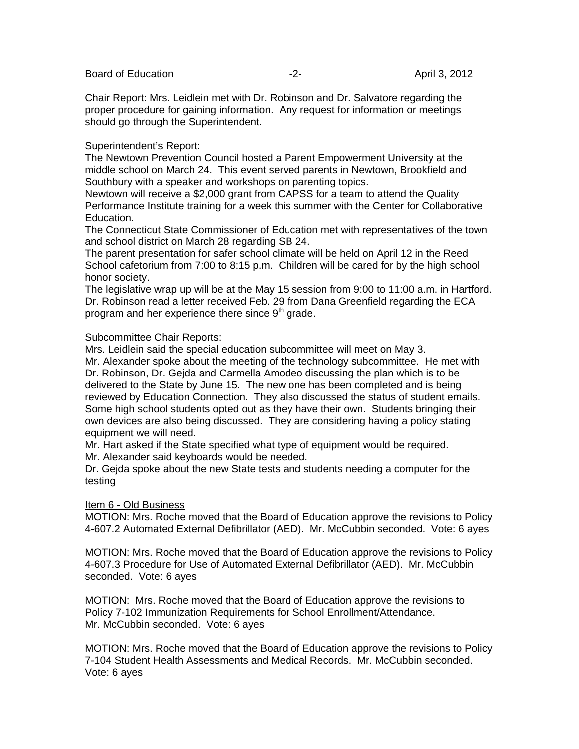Chair Report: Mrs. Leidlein met with Dr. Robinson and Dr. Salvatore regarding the proper procedure for gaining information. Any request for information or meetings should go through the Superintendent.

Superintendent's Report:
The Newtown Prevention Council hosted a Parent Empowerment University at the middle school on March 24. This event served parents in Newtown, Brookfield and Southbury with a speaker and workshops on parenting topics.
Newtown will receive a $2,000 grant from CAPSS for a team to attend the Quality Performance Institute training for a week this summer with the Center for Collaborative Education.
The Connecticut State Commissioner of Education met with representatives of the town and school district on March 28 regarding SB 24.
The parent presentation for safer school climate will be held on April 12 in the Reed School cafetorium from 7:00 to 8:15 p.m. Children will be cared for by the high school honor society.
The legislative wrap up will be at the May 15 session from 9:00 to 11:00 a.m. in Hartford.
Dr. Robinson read a letter received Feb. 29 from Dana Greenfield regarding the ECA program and her experience there since 9th grade.

Subcommittee Chair Reports:
Mrs. Leidlein said the special education subcommittee will meet on May 3.
Mr. Alexander spoke about the meeting of the technology subcommittee. He met with Dr. Robinson, Dr. Gejda and Carmella Amodeo discussing the plan which is to be delivered to the State by June 15. The new one has been completed and is being reviewed by Education Connection. They also discussed the status of student emails. Some high school students opted out as they have their own. Students bringing their own devices are also being discussed. They are considering having a policy stating equipment we will need.
Mr. Hart asked if the State specified what type of equipment would be required.
Mr. Alexander said keyboards would be needed.
Dr. Gejda spoke about the new State tests and students needing a computer for the testing

Item 6 - Old Business

MOTION: Mrs. Roche moved that the Board of Education approve the revisions to Policy 4-607.2 Automated External Defibrillator (AED). Mr. McCubbin seconded. Vote: 6 ayes

MOTION: Mrs. Roche moved that the Board of Education approve the revisions to Policy 4-607.3 Procedure for Use of Automated External Defibrillator (AED). Mr. McCubbin seconded. Vote: 6 ayes

MOTION: Mrs. Roche moved that the Board of Education approve the revisions to Policy 7-102 Immunization Requirements for School Enrollment/Attendance. Mr. McCubbin seconded. Vote: 6 ayes

MOTION: Mrs. Roche moved that the Board of Education approve the revisions to Policy 7-104 Student Health Assessments and Medical Records. Mr. McCubbin seconded. Vote: 6 ayes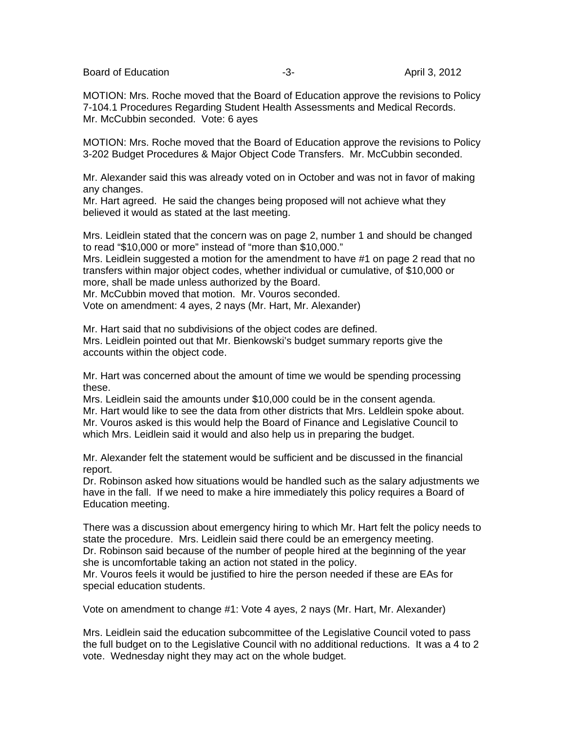MOTION: Mrs. Roche moved that the Board of Education approve the revisions to Policy 7-104.1 Procedures Regarding Student Health Assessments and Medical Records. Mr. McCubbin seconded. Vote: 6 ayes

MOTION: Mrs. Roche moved that the Board of Education approve the revisions to Policy 3-202 Budget Procedures & Major Object Code Transfers. Mr. McCubbin seconded.

Mr. Alexander said this was already voted on in October and was not in favor of making any changes.
Mr. Hart agreed. He said the changes being proposed will not achieve what they believed it would as stated at the last meeting.

Mrs. Leidlein stated that the concern was on page 2, number 1 and should be changed to read "$10,000 or more" instead of "more than $10,000."
Mrs. Leidlein suggested a motion for the amendment to have #1 on page 2 read that no transfers within major object codes, whether individual or cumulative, of $10,000 or more, shall be made unless authorized by the Board.
Mr. McCubbin moved that motion. Mr. Vouros seconded.
Vote on amendment: 4 ayes, 2 nays (Mr. Hart, Mr. Alexander)

Mr. Hart said that no subdivisions of the object codes are defined.
Mrs. Leidlein pointed out that Mr. Bienkowski's budget summary reports give the accounts within the object code.

Mr. Hart was concerned about the amount of time we would be spending processing these.
Mrs. Leidlein said the amounts under $10,000 could be in the consent agenda.
Mr. Hart would like to see the data from other districts that Mrs. Leldlein spoke about.
Mr. Vouros asked is this would help the Board of Finance and Legislative Council to which Mrs. Leidlein said it would and also help us in preparing the budget.

Mr. Alexander felt the statement would be sufficient and be discussed in the financial report.
Dr. Robinson asked how situations would be handled such as the salary adjustments we have in the fall. If we need to make a hire immediately this policy requires a Board of Education meeting.

There was a discussion about emergency hiring to which Mr. Hart felt the policy needs to state the procedure. Mrs. Leidlein said there could be an emergency meeting.
Dr. Robinson said because of the number of people hired at the beginning of the year she is uncomfortable taking an action not stated in the policy.
Mr. Vouros feels it would be justified to hire the person needed if these are EAs for special education students.

Vote on amendment to change #1: Vote 4 ayes, 2 nays (Mr. Hart, Mr. Alexander)

Mrs. Leidlein said the education subcommittee of the Legislative Council voted to pass the full budget on to the Legislative Council with no additional reductions. It was a 4 to 2 vote. Wednesday night they may act on the whole budget.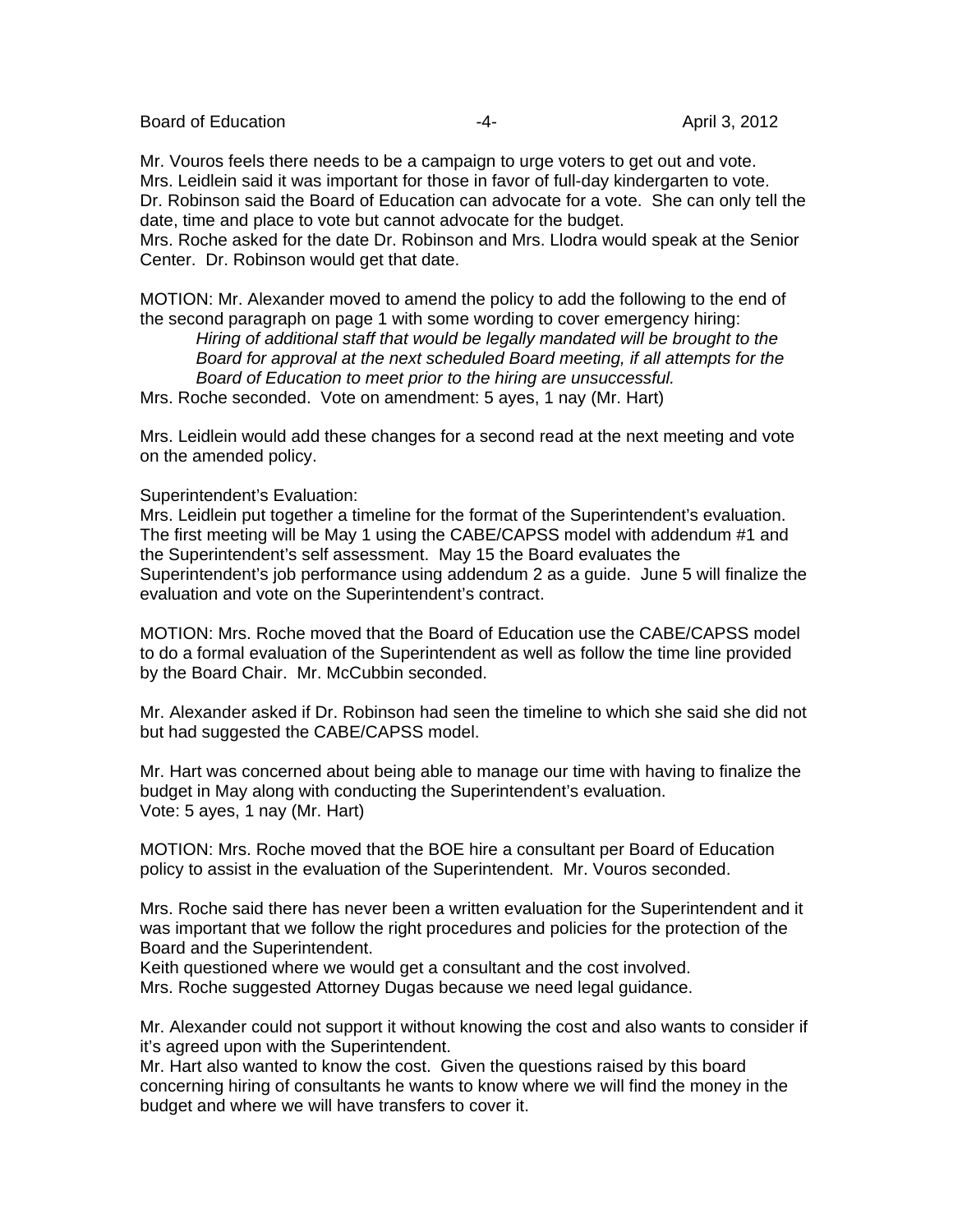Mr. Vouros feels there needs to be a campaign to urge voters to get out and vote.
Mrs. Leidlein said it was important for those in favor of full-day kindergarten to vote.
Dr. Robinson said the Board of Education can advocate for a vote. She can only tell the date, time and place to vote but cannot advocate for the budget.
Mrs. Roche asked for the date Dr. Robinson and Mrs. Llodra would speak at the Senior Center. Dr. Robinson would get that date.

MOTION: Mr. Alexander moved to amend the policy to add the following to the end of the second paragraph on page 1 with some wording to cover emergency hiring:

> *Hiring of additional staff that would be legally mandated will be brought to the Board for approval at the next scheduled Board meeting, if all attempts for the Board of Education to meet prior to the hiring are unsuccessful.*

Mrs. Roche seconded. Vote on amendment: 5 ayes, 1 nay (Mr. Hart)

Mrs. Leidlein would add these changes for a second read at the next meeting and vote on the amended policy.

Superintendent's Evaluation:
Mrs. Leidlein put together a timeline for the format of the Superintendent's evaluation. The first meeting will be May 1 using the CABE/CAPSS model with addendum #1 and the Superintendent's self assessment. May 15 the Board evaluates the Superintendent's job performance using addendum 2 as a guide. June 5 will finalize the evaluation and vote on the Superintendent's contract.

MOTION: Mrs. Roche moved that the Board of Education use the CABE/CAPSS model to do a formal evaluation of the Superintendent as well as follow the time line provided by the Board Chair. Mr. McCubbin seconded.

Mr. Alexander asked if Dr. Robinson had seen the timeline to which she said she did not but had suggested the CABE/CAPSS model.

Mr. Hart was concerned about being able to manage our time with having to finalize the budget in May along with conducting the Superintendent's evaluation.
Vote: 5 ayes, 1 nay (Mr. Hart)

MOTION: Mrs. Roche moved that the BOE hire a consultant per Board of Education policy to assist in the evaluation of the Superintendent. Mr. Vouros seconded.

Mrs. Roche said there has never been a written evaluation for the Superintendent and it was important that we follow the right procedures and policies for the protection of the Board and the Superintendent.
Keith questioned where we would get a consultant and the cost involved.
Mrs. Roche suggested Attorney Dugas because we need legal guidance.

Mr. Alexander could not support it without knowing the cost and also wants to consider if it's agreed upon with the Superintendent.
Mr. Hart also wanted to know the cost. Given the questions raised by this board concerning hiring of consultants he wants to know where we will find the money in the budget and where we will have transfers to cover it.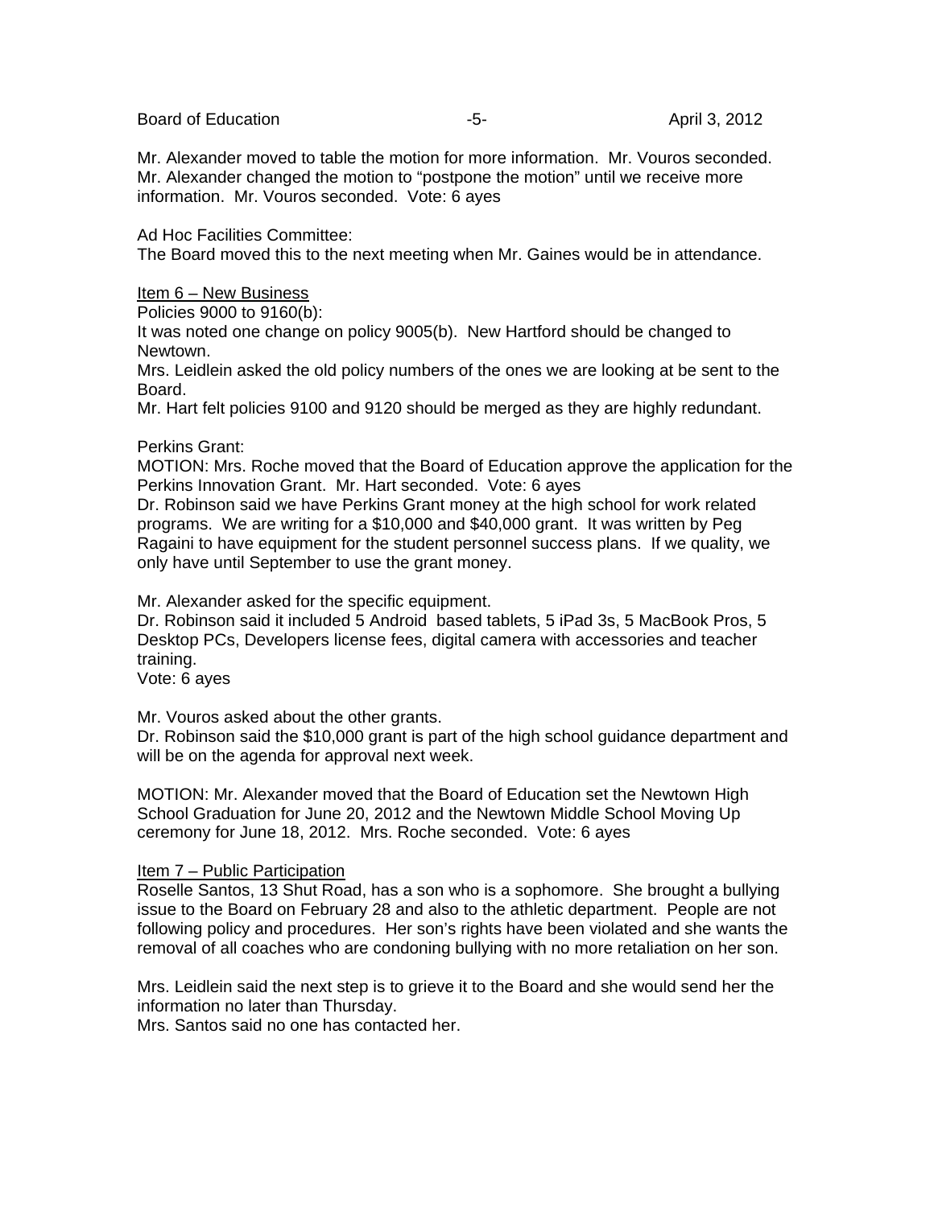Mr. Alexander moved to table the motion for more information. Mr. Vouros seconded. Mr. Alexander changed the motion to "postpone the motion" until we receive more information. Mr. Vouros seconded. Vote: 6 ayes

Ad Hoc Facilities Committee:
The Board moved this to the next meeting when Mr. Gaines would be in attendance.

<u>Item 6 – New Business</u>
Policies 9000 to 9160(b):
It was noted one change on policy 9005(b). New Hartford should be changed to Newtown.
Mrs. Leidlein asked the old policy numbers of the ones we are looking at be sent to the Board.
Mr. Hart felt policies 9100 and 9120 should be merged as they are highly redundant.

Perkins Grant:
MOTION: Mrs. Roche moved that the Board of Education approve the application for the Perkins Innovation Grant. Mr. Hart seconded. Vote: 6 ayes
Dr. Robinson said we have Perkins Grant money at the high school for work related programs. We are writing for a $10,000 and $40,000 grant. It was written by Peg Ragaini to have equipment for the student personnel success plans. If we quality, we only have until September to use the grant money.

Mr. Alexander asked for the specific equipment.
Dr. Robinson said it included 5 Android based tablets, 5 iPad 3s, 5 MacBook Pros, 5 Desktop PCs, Developers license fees, digital camera with accessories and teacher training.
Vote: 6 ayes

Mr. Vouros asked about the other grants.
Dr. Robinson said the $10,000 grant is part of the high school guidance department and will be on the agenda for approval next week.

MOTION: Mr. Alexander moved that the Board of Education set the Newtown High School Graduation for June 20, 2012 and the Newtown Middle School Moving Up ceremony for June 18, 2012. Mrs. Roche seconded. Vote: 6 ayes

<u>Item 7 – Public Participation</u>
Roselle Santos, 13 Shut Road, has a son who is a sophomore. She brought a bullying issue to the Board on February 28 and also to the athletic department. People are not following policy and procedures. Her son's rights have been violated and she wants the removal of all coaches who are condoning bullying with no more retaliation on her son.

Mrs. Leidlein said the next step is to grieve it to the Board and she would send her the information no later than Thursday.
Mrs. Santos said no one has contacted her.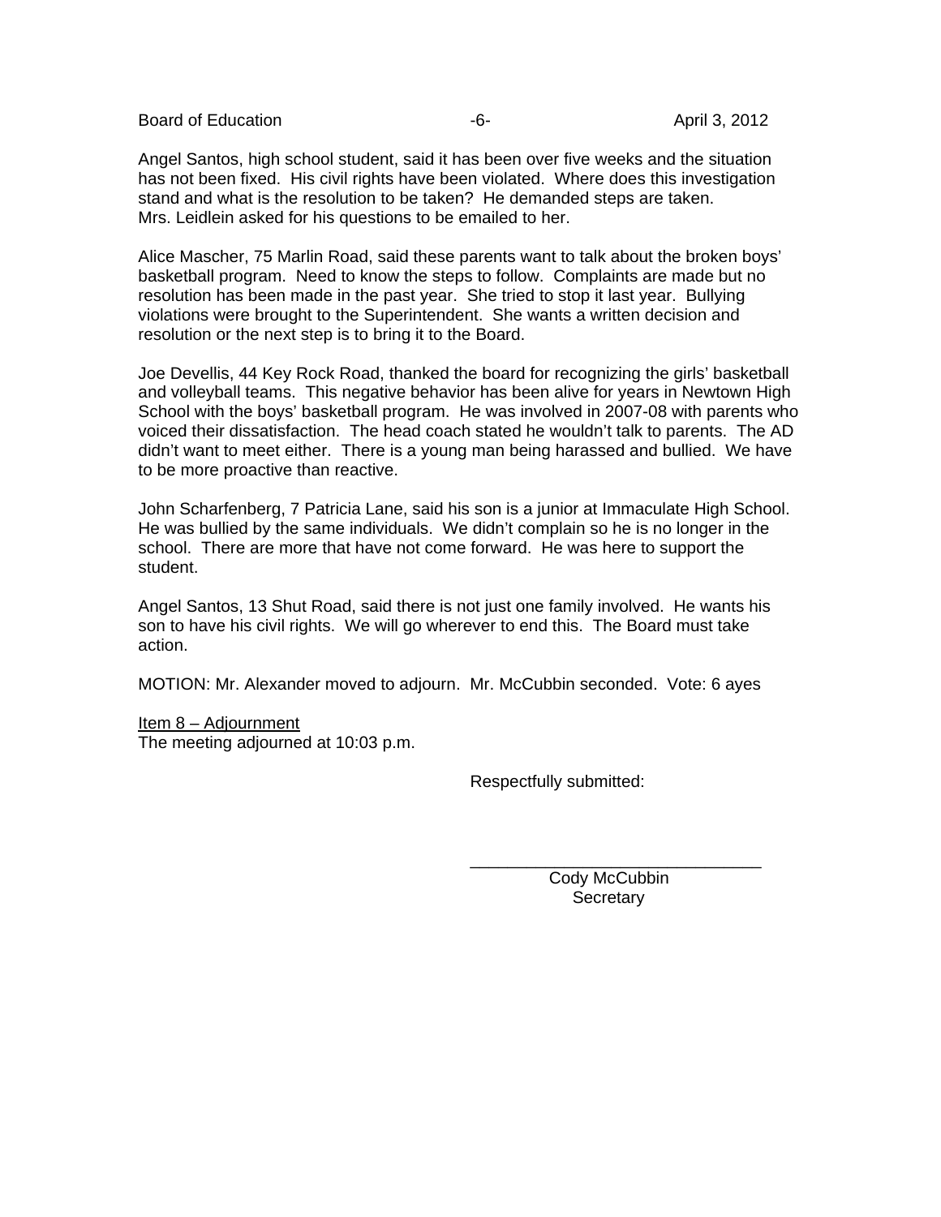Angel Santos, high school student, said it has been over five weeks and the situation has not been fixed. His civil rights have been violated. Where does this investigation stand and what is the resolution to be taken? He demanded steps are taken. Mrs. Leidlein asked for his questions to be emailed to her.

Alice Mascher, 75 Marlin Road, said these parents want to talk about the broken boys' basketball program. Need to know the steps to follow. Complaints are made but no resolution has been made in the past year. She tried to stop it last year. Bullying violations were brought to the Superintendent. She wants a written decision and resolution or the next step is to bring it to the Board.

Joe Devellis, 44 Key Rock Road, thanked the board for recognizing the girls' basketball and volleyball teams. This negative behavior has been alive for years in Newtown High School with the boys' basketball program. He was involved in 2007-08 with parents who voiced their dissatisfaction. The head coach stated he wouldn't talk to parents. The AD didn't want to meet either. There is a young man being harassed and bullied. We have to be more proactive than reactive.

John Scharfenberg, 7 Patricia Lane, said his son is a junior at Immaculate High School. He was bullied by the same individuals. We didn't complain so he is no longer in the school. There are more that have not come forward. He was here to support the student.

Angel Santos, 13 Shut Road, said there is not just one family involved. He wants his son to have his civil rights. We will go wherever to end this. The Board must take action.

MOTION: Mr. Alexander moved to adjourn. Mr. McCubbin seconded. Vote: 6 ayes

Item 8 – Adjournment
The meeting adjourned at 10:03 p.m.

Respectfully submitted:

\_\_\_\_\_\_\_\_\_\_\_\_\_\_\_\_\_\_\_\_\_\_\_\_\_\_\_\_\_\_\_\_

Cody McCubbin
Secretary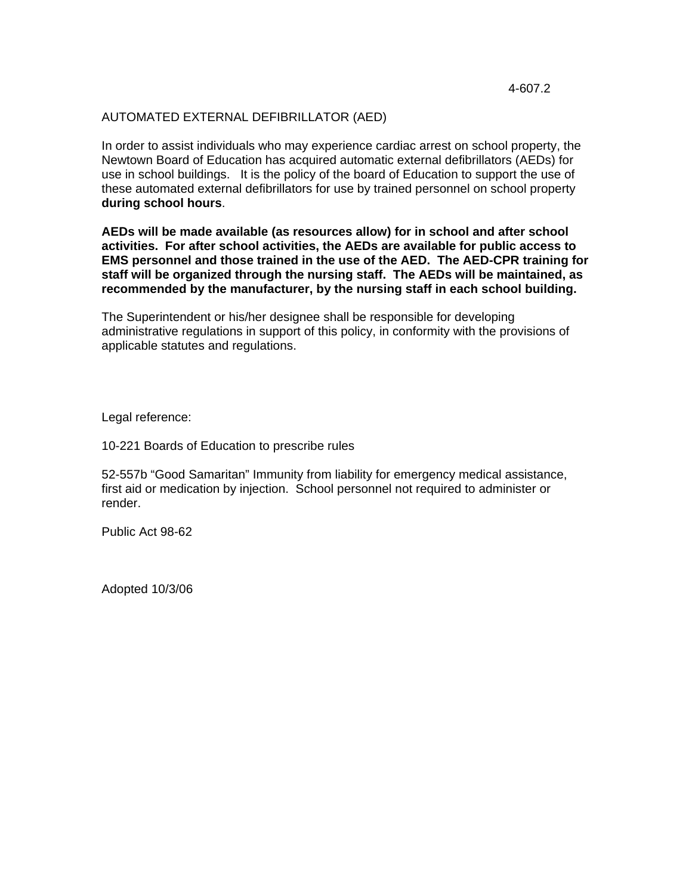4-607.2

# AUTOMATED EXTERNAL DEFIBRILLATOR (AED)

In order to assist individuals who may experience cardiac arrest on school property, the Newtown Board of Education has acquired automatic external defibrillators (AEDs) for use in school buildings. It is the policy of the board of Education to support the use of these automated external defibrillators for use by trained personnel on school property **during school hours**.

**AEDs will be made available (as resources allow) for in school and after school activities. For after school activities, the AEDs are available for public access to EMS personnel and those trained in the use of the AED. The AED-CPR training for staff will be organized through the nursing staff. The AEDs will be maintained, as recommended by the manufacturer, by the nursing staff in each school building.**

The Superintendent or his/her designee shall be responsible for developing administrative regulations in support of this policy, in conformity with the provisions of applicable statutes and regulations.

Legal reference:

10-221 Boards of Education to prescribe rules

52-557b "Good Samaritan" Immunity from liability for emergency medical assistance, first aid or medication by injection. School personnel not required to administer or render.

Public Act 98-62

Adopted 10/3/06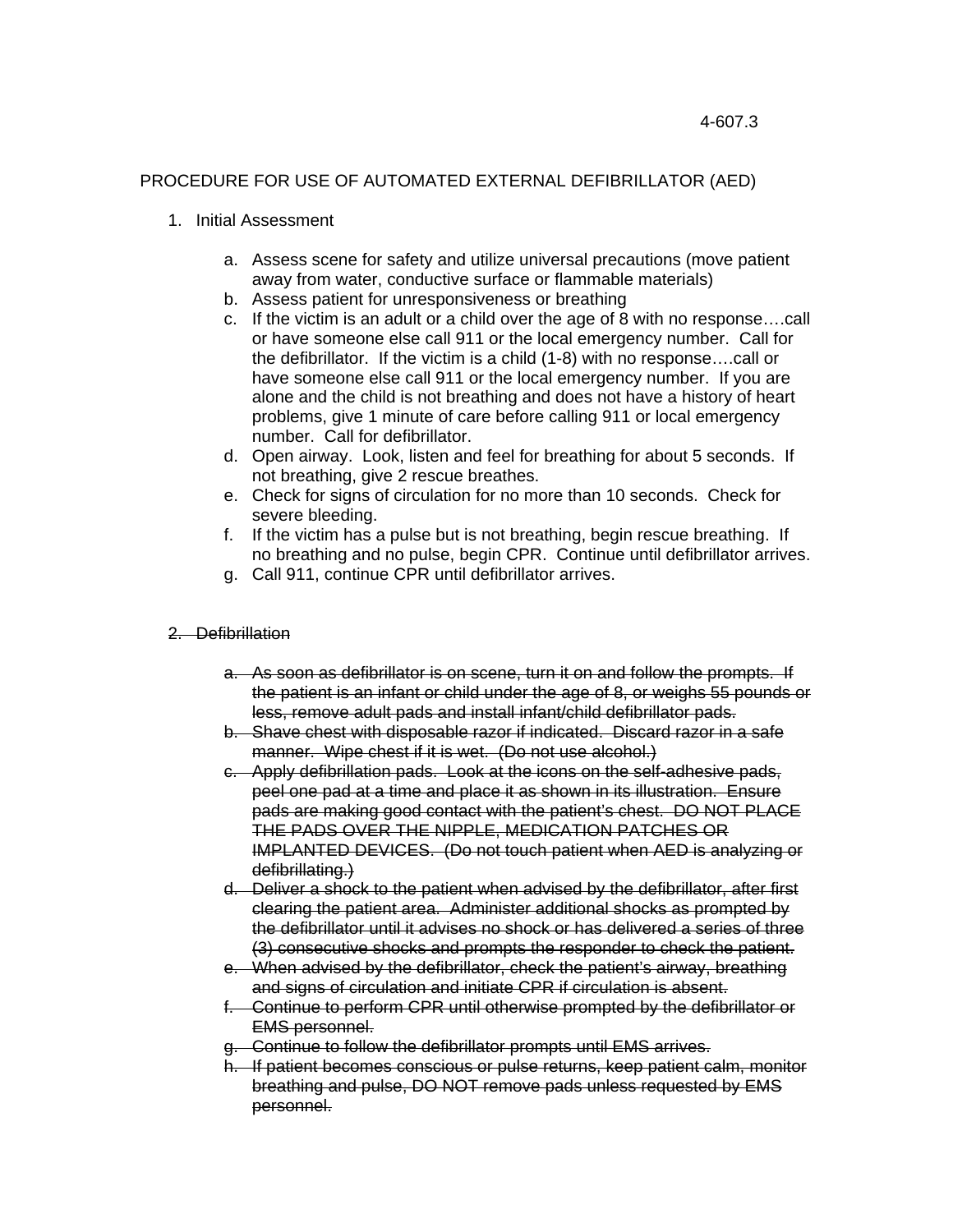4-607.3

# PROCEDURE FOR USE OF AUTOMATED EXTERNAL DEFIBRILLATOR (AED)

1. Initial Assessment

   a. Assess scene for safety and utilize universal precautions (move patient away from water, conductive surface or flammable materials)
   b. Assess patient for unresponsiveness or breathing
   c. If the victim is an adult or a child over the age of 8 with no response….call or have someone else call 911 or the local emergency number. Call for the defibrillator. If the victim is a child (1-8) with no response….call or have someone else call 911 or the local emergency number. If you are alone and the child is not breathing and does not have a history of heart problems, give 1 minute of care before calling 911 or local emergency number. Call for defibrillator.
   d. Open airway. Look, listen and feel for breathing for about 5 seconds. If not breathing, give 2 rescue breathes.
   e. Check for signs of circulation for no more than 10 seconds. Check for severe bleeding.
   f. If the victim has a pulse but is not breathing, begin rescue breathing. If no breathing and no pulse, begin CPR. Continue until defibrillator arrives.
   g. Call 911, continue CPR until defibrillator arrives.

2. ~~Defibrillation~~

   a. ~~As soon as defibrillator is on scene, turn it on and follow the prompts. If the patient is an infant or child under the age of 8, or weighs 55 pounds or less, remove adult pads and install infant/child defibrillator pads.~~
   b. ~~Shave chest with disposable razor if indicated. Discard razor in a safe manner. Wipe chest if it is wet. (Do not use alcohol.)~~
   c. ~~Apply defibrillation pads. Look at the icons on the self-adhesive pads, peel one pad at a time and place it as shown in its illustration. Ensure pads are making good contact with the patient's chest. DO NOT PLACE THE PADS OVER THE NIPPLE, MEDICATION PATCHES OR IMPLANTED DEVICES. (Do not touch patient when AED is analyzing or defibrillating.)~~
   d. ~~Deliver a shock to the patient when advised by the defibrillator, after first clearing the patient area. Administer additional shocks as prompted by the defibrillator until it advises no shock or has delivered a series of three (3) consecutive shocks and prompts the responder to check the patient.~~
   e. ~~When advised by the defibrillator, check the patient's airway, breathing and signs of circulation and initiate CPR if circulation is absent.~~
   f. ~~Continue to perform CPR until otherwise prompted by the defibrillator or EMS personnel.~~
   g. ~~Continue to follow the defibrillator prompts until EMS arrives.~~
   h. ~~If patient becomes conscious or pulse returns, keep patient calm, monitor breathing and pulse, DO NOT remove pads unless requested by EMS personnel.~~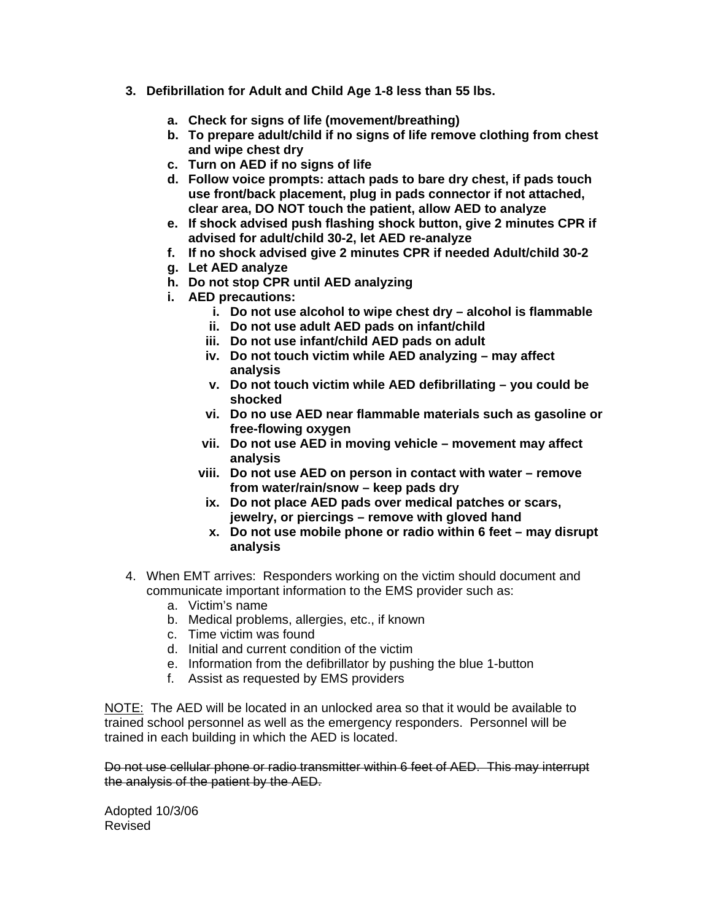3. **Defibrillation for Adult and Child Age 1-8 less than 55 lbs.**

    a. **Check for signs of life (movement/breathing)**
    b. **To prepare adult/child if no signs of life remove clothing from chest and wipe chest dry**
    c. **Turn on AED if no signs of life**
    d. **Follow voice prompts: attach pads to bare dry chest, if pads touch use front/back placement, plug in pads connector if not attached, clear area, DO NOT touch the patient, allow AED to analyze**
    e. **If shock advised push flashing shock button, give 2 minutes CPR if advised for adult/child 30-2, let AED re-analyze**
    f. **If no shock advised give 2 minutes CPR if needed Adult/child 30-2**
    g. **Let AED analyze**
    h. **Do not stop CPR until AED analyzing**
    i. **AED precautions:**
        i. **Do not use alcohol to wipe chest dry – alcohol is flammable**
        ii. **Do not use adult AED pads on infant/child**
        iii. **Do not use infant/child AED pads on adult**
        iv. **Do not touch victim while AED analyzing – may affect analysis**
        v. **Do not touch victim while AED defibrillating – you could be shocked**
        vi. **Do no use AED near flammable materials such as gasoline or free-flowing oxygen**
        vii. **Do not use AED in moving vehicle – movement may affect analysis**
        viii. **Do not use AED on person in contact with water – remove from water/rain/snow – keep pads dry**
        ix. **Do not place AED pads over medical patches or scars, jewelry, or piercings – remove with gloved hand**
        x. **Do not use mobile phone or radio within 6 feet – may disrupt analysis**

4. When EMT arrives: Responders working on the victim should document and communicate important information to the EMS provider such as:
    a. Victim's name
    b. Medical problems, allergies, etc., if known
    c. Time victim was found
    d. Initial and current condition of the victim
    e. Information from the defibrillator by pushing the blue 1-button
    f. Assist as requested by EMS providers

<u>NOTE:</u> The AED will be located in an unlocked area so that it would be available to trained school personnel as well as the emergency responders. Personnel will be trained in each building in which the AED is located.

~~Do not use cellular phone or radio transmitter within 6 feet of AED. This may interrupt the analysis of the patient by the AED.~~

Adopted 10/3/06
Revised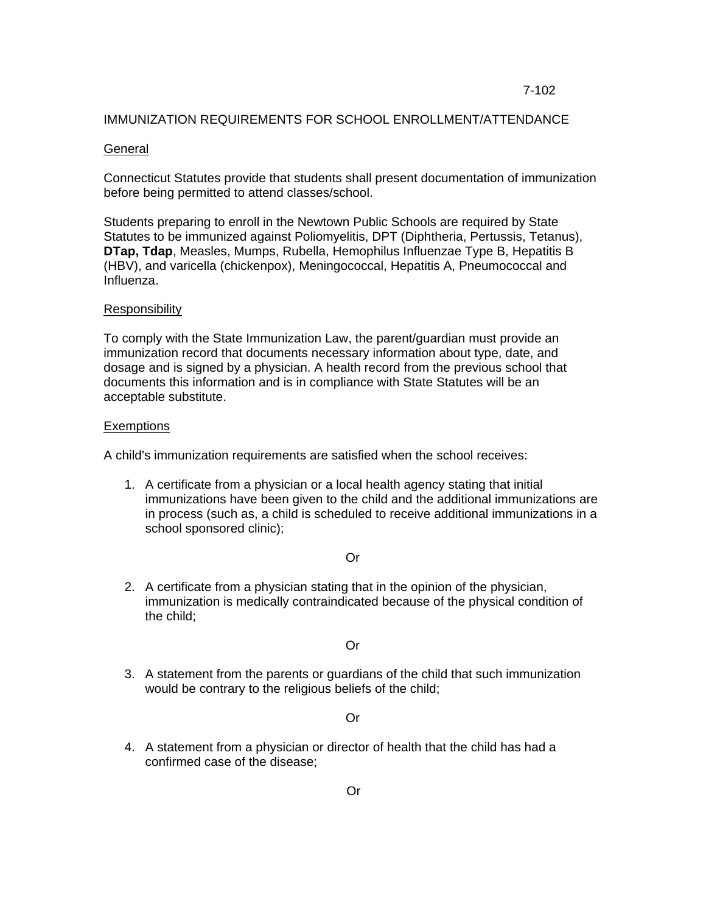7-102

IMMUNIZATION REQUIREMENTS FOR SCHOOL ENROLLMENT/ATTENDANCE

General

Connecticut Statutes provide that students shall present documentation of immunization before being permitted to attend classes/school.

Students preparing to enroll in the Newtown Public Schools are required by State Statutes to be immunized against Poliomyelitis, DPT (Diphtheria, Pertussis, Tetanus), **DTap, Tdap**, Measles, Mumps, Rubella, Hemophilus Influenzae Type B, Hepatitis B (HBV), and varicella (chickenpox), Meningococcal, Hepatitis A, Pneumococcal and Influenza.

Responsibility

To comply with the State Immunization Law, the parent/guardian must provide an immunization record that documents necessary information about type, date, and dosage and is signed by a physician. A health record from the previous school that documents this information and is in compliance with State Statutes will be an acceptable substitute.

Exemptions

A child's immunization requirements are satisfied when the school receives:

1. A certificate from a physician or a local health agency stating that initial immunizations have been given to the child and the additional immunizations are in process (such as, a child is scheduled to receive additional immunizations in a school sponsored clinic);

   Or

2. A certificate from a physician stating that in the opinion of the physician, immunization is medically contraindicated because of the physical condition of the child;

   Or

3. A statement from the parents or guardians of the child that such immunization would be contrary to the religious beliefs of the child;

   Or

4. A statement from a physician or director of health that the child has had a confirmed case of the disease;

   Or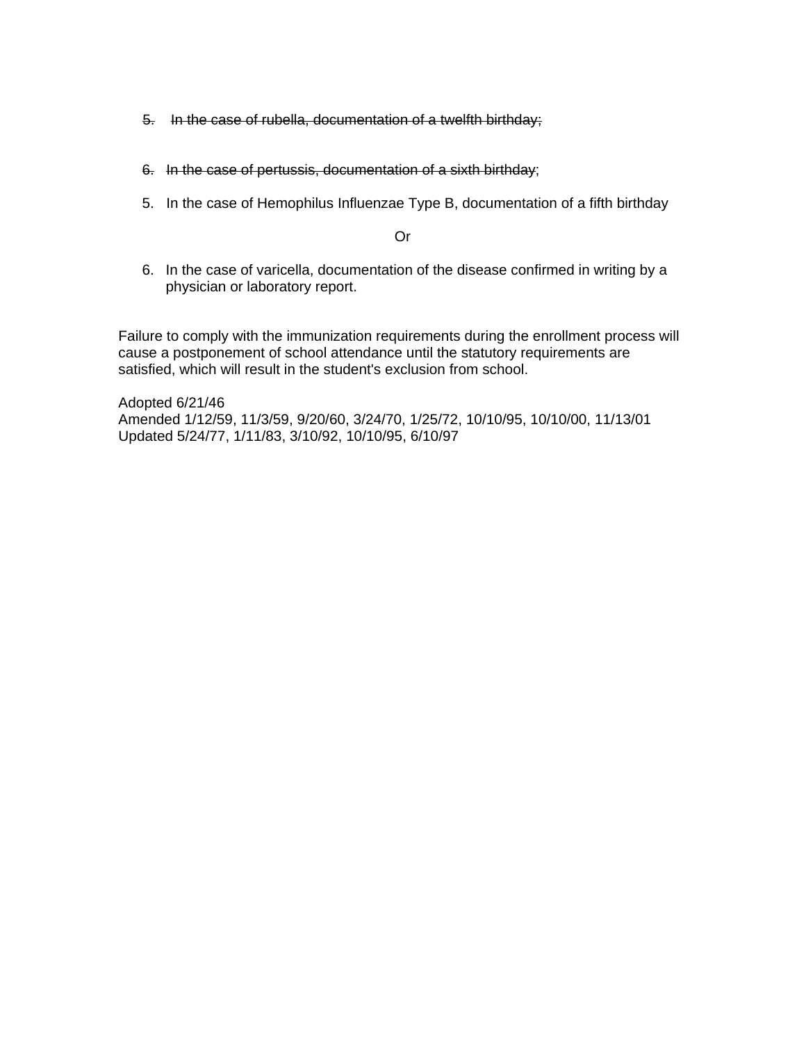5. ~~In the case of rubella, documentation of a twelfth birthday;~~

6. ~~In the case of pertussis, documentation of a sixth birthday~~;

5. In the case of Hemophilus Influenzae Type B, documentation of a fifth birthday

Or

6. In the case of varicella, documentation of the disease confirmed in writing by a physician or laboratory report.

Failure to comply with the immunization requirements during the enrollment process will cause a postponement of school attendance until the statutory requirements are satisfied, which will result in the student's exclusion from school.

Adopted 6/21/46
Amended 1/12/59, 11/3/59, 9/20/60, 3/24/70, 1/25/72, 10/10/95, 10/10/00, 11/13/01
Updated 5/24/77, 1/11/83, 3/10/92, 10/10/95, 6/10/97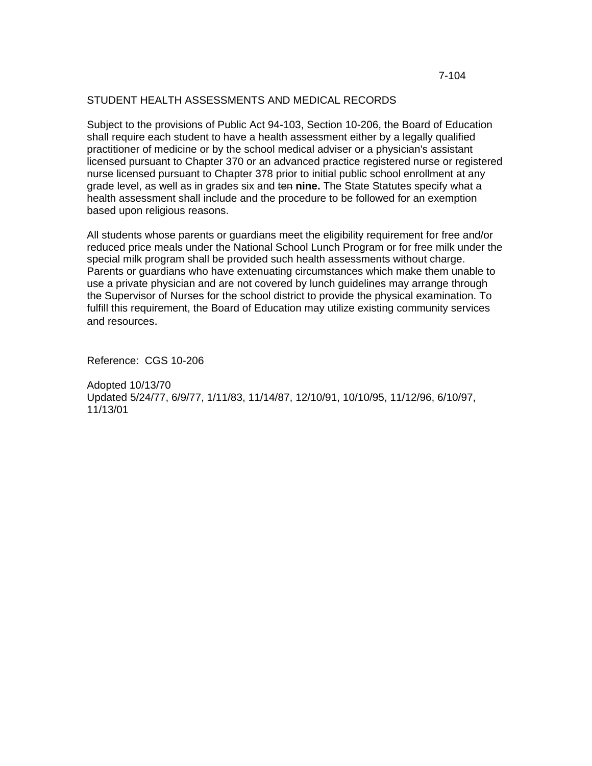7-104

## STUDENT HEALTH ASSESSMENTS AND MEDICAL RECORDS

Subject to the provisions of Public Act 94-103, Section 10-206, the Board of Education shall require each student to have a health assessment either by a legally qualified practitioner of medicine or by the school medical adviser or a physician's assistant licensed pursuant to Chapter 370 or an advanced practice registered nurse or registered nurse licensed pursuant to Chapter 378 prior to initial public school enrollment at any grade level, as well as in grades six and ~~ten~~ **nine.** The State Statutes specify what a health assessment shall include and the procedure to be followed for an exemption based upon religious reasons.

All students whose parents or guardians meet the eligibility requirement for free and/or reduced price meals under the National School Lunch Program or for free milk under the special milk program shall be provided such health assessments without charge. Parents or guardians who have extenuating circumstances which make them unable to use a private physician and are not covered by lunch guidelines may arrange through the Supervisor of Nurses for the school district to provide the physical examination. To fulfill this requirement, the Board of Education may utilize existing community services and resources.

Reference: CGS 10-206

Adopted 10/13/70
Updated 5/24/77, 6/9/77, 1/11/83, 11/14/87, 12/10/91, 10/10/95, 11/12/96, 6/10/97, 11/13/01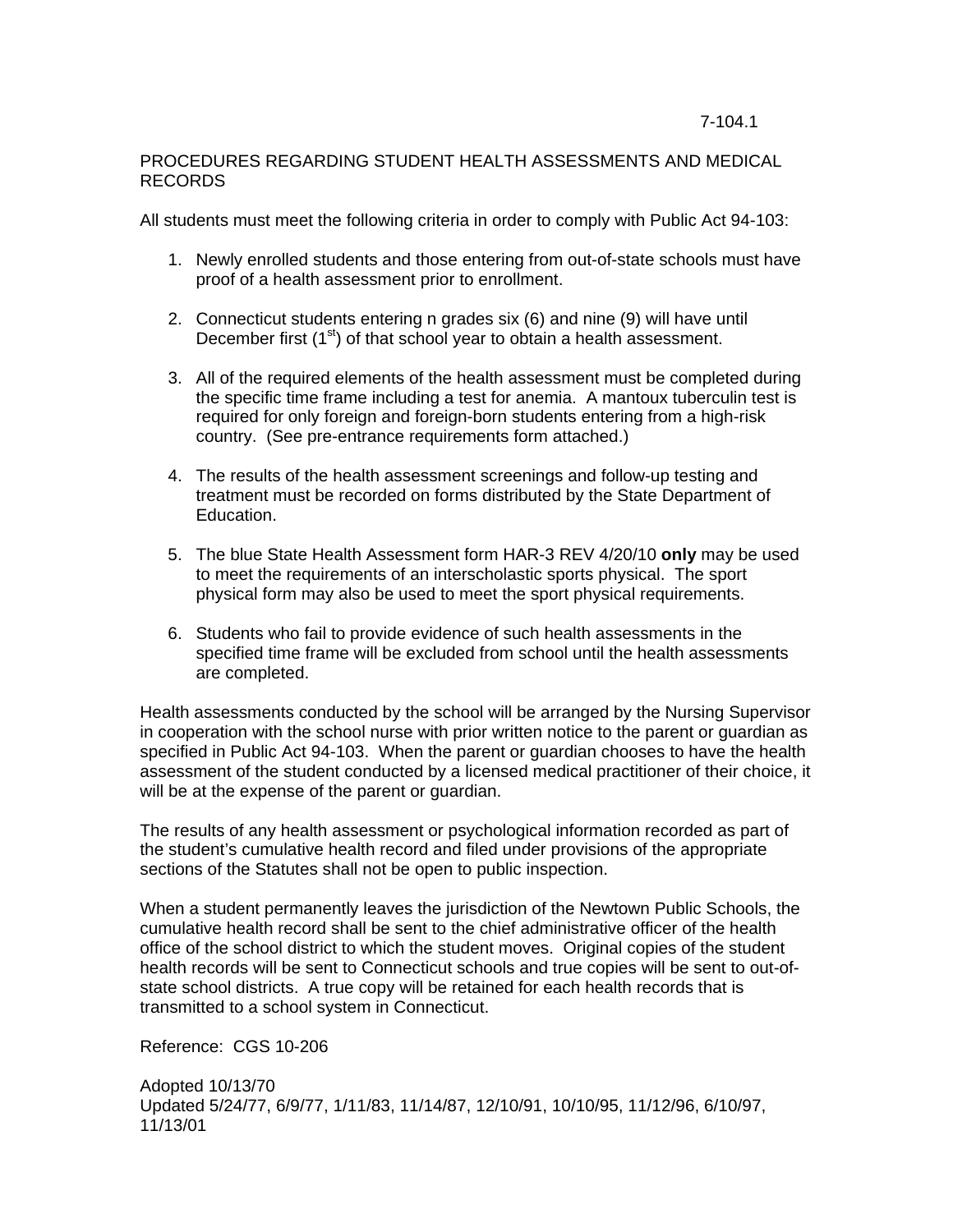7-104.1

## PROCEDURES REGARDING STUDENT HEALTH ASSESSMENTS AND MEDICAL RECORDS

All students must meet the following criteria in order to comply with Public Act 94-103:

1. Newly enrolled students and those entering from out-of-state schools must have proof of a health assessment prior to enrollment.

2. Connecticut students entering n grades six (6) and nine (9) will have until December first (1st) of that school year to obtain a health assessment.

3. All of the required elements of the health assessment must be completed during the specific time frame including a test for anemia. A mantoux tuberculin test is required for only foreign and foreign-born students entering from a high-risk country. (See pre-entrance requirements form attached.)

4. The results of the health assessment screenings and follow-up testing and treatment must be recorded on forms distributed by the State Department of Education.

5. The blue State Health Assessment form HAR-3 REV 4/20/10 **only** may be used to meet the requirements of an interscholastic sports physical. The sport physical form may also be used to meet the sport physical requirements.

6. Students who fail to provide evidence of such health assessments in the specified time frame will be excluded from school until the health assessments are completed.

Health assessments conducted by the school will be arranged by the Nursing Supervisor in cooperation with the school nurse with prior written notice to the parent or guardian as specified in Public Act 94-103. When the parent or guardian chooses to have the health assessment of the student conducted by a licensed medical practitioner of their choice, it will be at the expense of the parent or guardian.

The results of any health assessment or psychological information recorded as part of the student's cumulative health record and filed under provisions of the appropriate sections of the Statutes shall not be open to public inspection.

When a student permanently leaves the jurisdiction of the Newtown Public Schools, the cumulative health record shall be sent to the chief administrative officer of the health office of the school district to which the student moves. Original copies of the student health records will be sent to Connecticut schools and true copies will be sent to out-of-state school districts. A true copy will be retained for each health records that is transmitted to a school system in Connecticut.

Reference: CGS 10-206

Adopted 10/13/70
Updated 5/24/77, 6/9/77, 1/11/83, 11/14/87, 12/10/91, 10/10/95, 11/12/96, 6/10/97, 11/13/01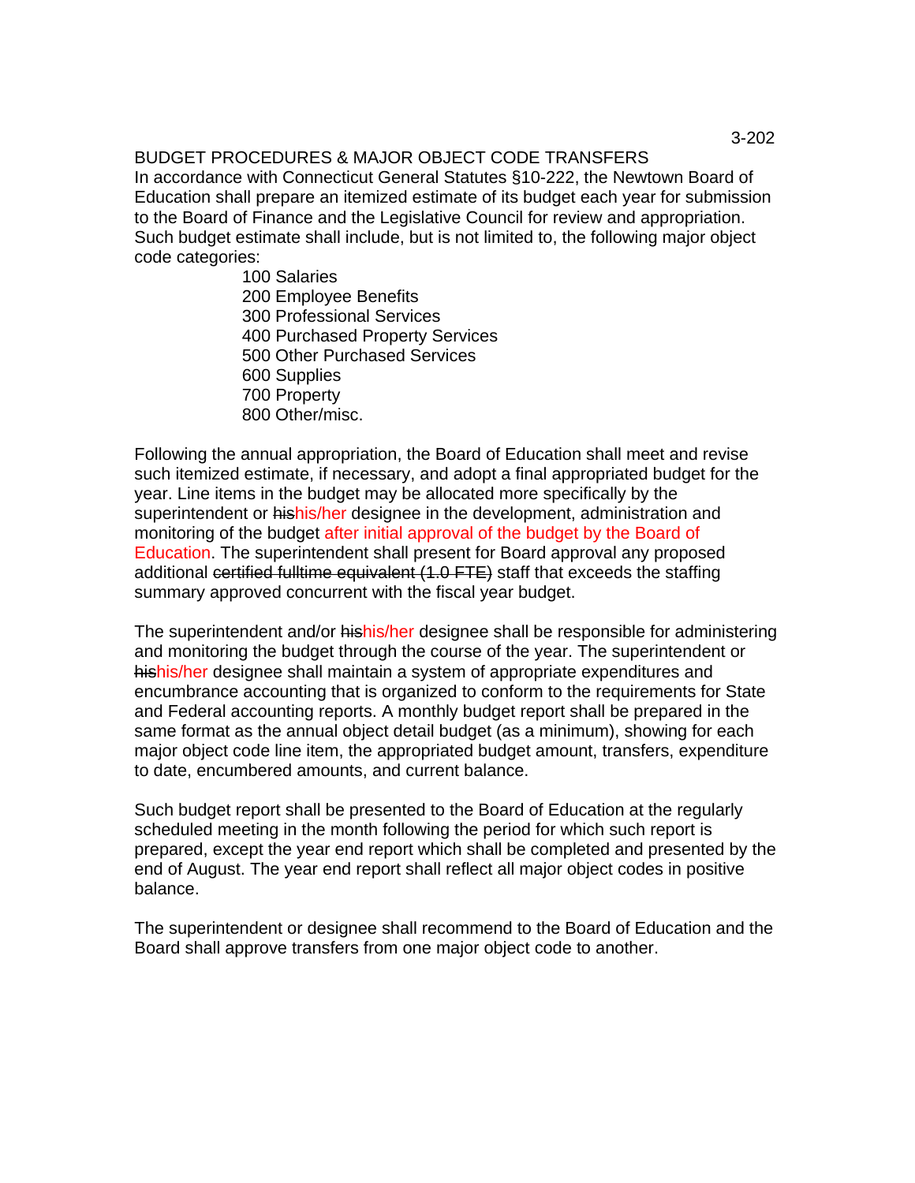3-202

BUDGET PROCEDURES & MAJOR OBJECT CODE TRANSFERS

In accordance with Connecticut General Statutes §10-222, the Newtown Board of Education shall prepare an itemized estimate of its budget each year for submission to the Board of Finance and the Legislative Council for review and appropriation. Such budget estimate shall include, but is not limited to, the following major object code categories:

- 100 Salaries
- 200 Employee Benefits
- 300 Professional Services
- 400 Purchased Property Services
- 500 Other Purchased Services
- 600 Supplies
- 700 Property
- 800 Other/misc.

Following the annual appropriation, the Board of Education shall meet and revise such itemized estimate, if necessary, and adopt a final appropriated budget for the year. Line items in the budget may be allocated more specifically by the superintendent or ~~his~~his/her designee in the development, administration and monitoring of the budget after initial approval of the budget by the Board of Education. The superintendent shall present for Board approval any proposed additional ~~certified fulltime equivalent (1.0 FTE)~~ staff that exceeds the staffing summary approved concurrent with the fiscal year budget.

The superintendent and/or ~~his~~his/her designee shall be responsible for administering and monitoring the budget through the course of the year. The superintendent or ~~his~~his/her designee shall maintain a system of appropriate expenditures and encumbrance accounting that is organized to conform to the requirements for State and Federal accounting reports. A monthly budget report shall be prepared in the same format as the annual object detail budget (as a minimum), showing for each major object code line item, the appropriated budget amount, transfers, expenditure to date, encumbered amounts, and current balance.

Such budget report shall be presented to the Board of Education at the regularly scheduled meeting in the month following the period for which such report is prepared, except the year end report which shall be completed and presented by the end of August. The year end report shall reflect all major object codes in positive balance.

The superintendent or designee shall recommend to the Board of Education and the Board shall approve transfers from one major object code to another.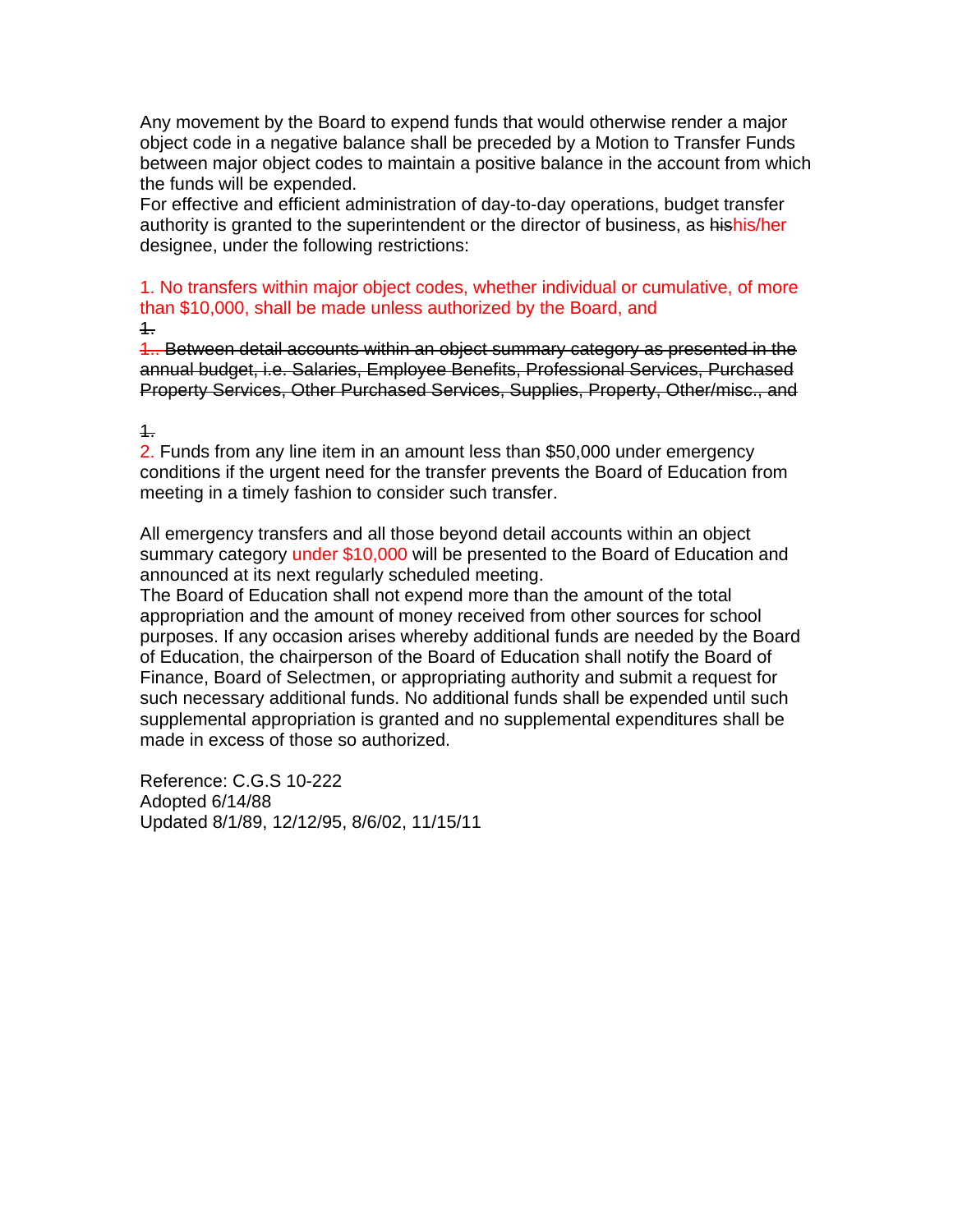Any movement by the Board to expend funds that would otherwise render a major object code in a negative balance shall be preceded by a Motion to Transfer Funds between major object codes to maintain a positive balance in the account from which the funds will be expended.

For effective and efficient administration of day-to-day operations, budget transfer authority is granted to the superintendent or the director of business, as ~~his~~his/her designee, under the following restrictions:

1. No transfers within major object codes, whether individual or cumulative, of more than $10,000, shall be made unless authorized by the Board, and

~~1.~~

~~1.. Between detail accounts within an object summary category as presented in the annual budget, i.e. Salaries, Employee Benefits, Professional Services, Purchased Property Services, Other Purchased Services, Supplies, Property, Other/misc., and~~

~~1.~~

2. Funds from any line item in an amount less than $50,000 under emergency conditions if the urgent need for the transfer prevents the Board of Education from meeting in a timely fashion to consider such transfer.

All emergency transfers and all those beyond detail accounts within an object summary category under $10,000 will be presented to the Board of Education and announced at its next regularly scheduled meeting.

The Board of Education shall not expend more than the amount of the total appropriation and the amount of money received from other sources for school purposes. If any occasion arises whereby additional funds are needed by the Board of Education, the chairperson of the Board of Education shall notify the Board of Finance, Board of Selectmen, or appropriating authority and submit a request for such necessary additional funds. No additional funds shall be expended until such supplemental appropriation is granted and no supplemental expenditures shall be made in excess of those so authorized.

Reference: C.G.S 10-222
Adopted 6/14/88
Updated 8/1/89, 12/12/95, 8/6/02, 11/15/11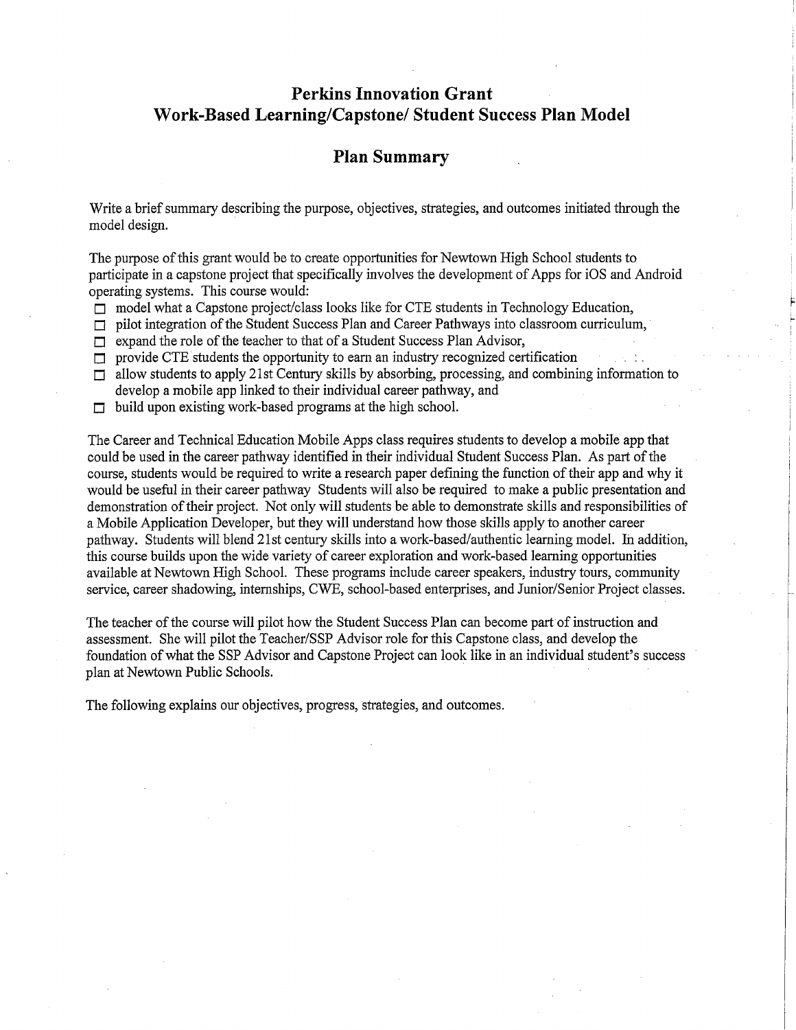# Perkins Innovation Grant
# Work-Based Learning/Capstone/ Student Success Plan Model

## Plan Summary

Write a brief summary describing the purpose, objectives, strategies, and outcomes initiated through the model design.

The purpose of this grant would be to create opportunities for Newtown High School students to participate in a capstone project that specifically involves the development of Apps for iOS and Android operating systems. This course would:

- ☐ model what a Capstone project/class looks like for CTE students in Technology Education,
- ☐ pilot integration of the Student Success Plan and Career Pathways into classroom curriculum,
- ☐ expand the role of the teacher to that of a Student Success Plan Advisor,
- ☐ provide CTE students the opportunity to earn an industry recognized certification
- ☐ allow students to apply 21st Century skills by absorbing, processing, and combining information to develop a mobile app linked to their individual career pathway, and
- ☐ build upon existing work-based programs at the high school.

The Career and Technical Education Mobile Apps class requires students to develop a mobile app that could be used in the career pathway identified in their individual Student Success Plan. As part of the course, students would be required to write a research paper defining the function of their app and why it would be useful in their career pathway Students will also be required to make a public presentation and demonstration of their project. Not only will students be able to demonstrate skills and responsibilities of a Mobile Application Developer, but they will understand how those skills apply to another career pathway. Students will blend 21st century skills into a work-based/authentic learning model. In addition, this course builds upon the wide variety of career exploration and work-based learning opportunities available at Newtown High School. These programs include career speakers, industry tours, community service, career shadowing, internships, CWE, school-based enterprises, and Junior/Senior Project classes.

The teacher of the course will pilot how the Student Success Plan can become part of instruction and assessment. She will pilot the Teacher/SSP Advisor role for this Capstone class, and develop the foundation of what the SSP Advisor and Capstone Project can look like in an individual student's success plan at Newtown Public Schools.

The following explains our objectives, progress, strategies, and outcomes.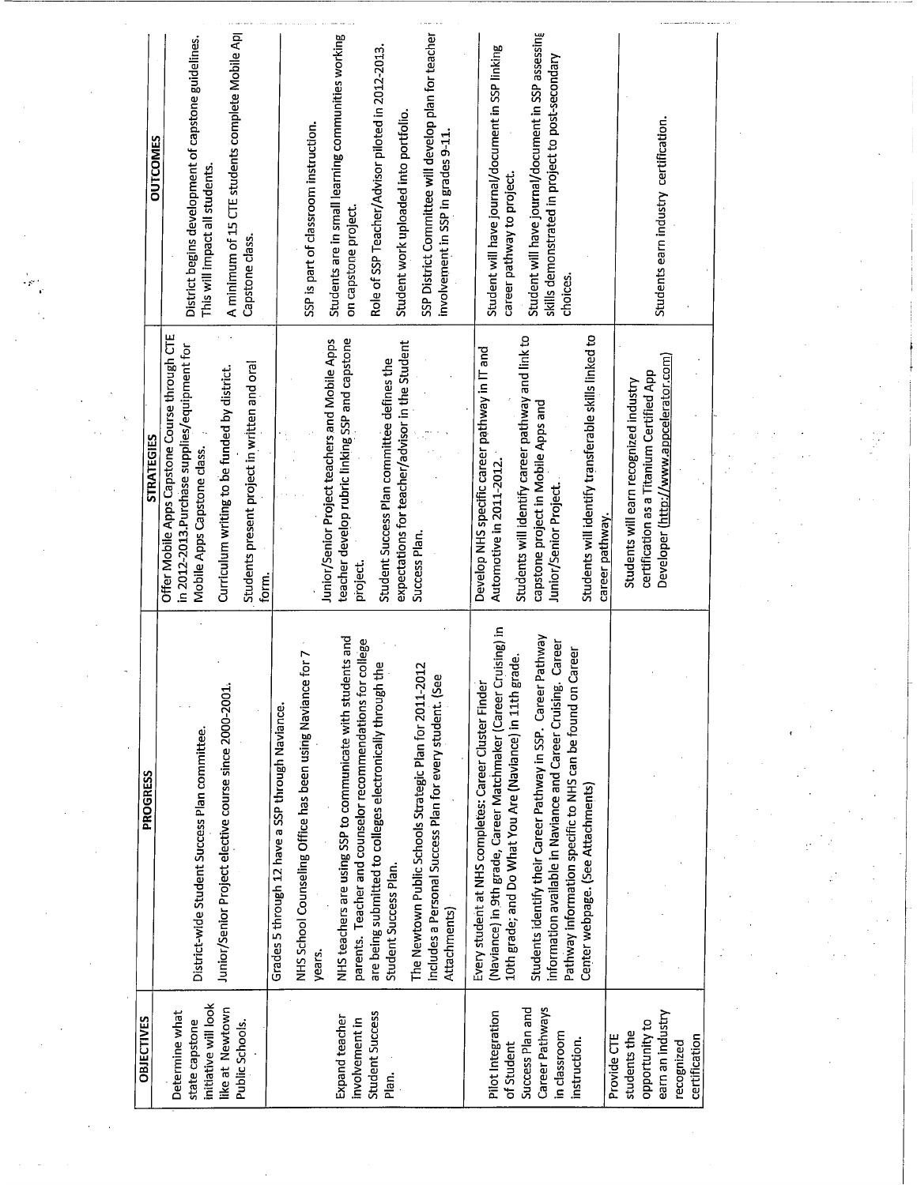| OBJECTIVES | PROGRESS | STRATEGIES | OUTCOMES |
|---|---|---|---|
| Determine what state capstone initiative will look like at Newtown Public Schools. | District-wide Student Success Plan committee.<br><br>Junior/Senior Project elective course since 2000-2001. | Offer Mobile Apps Capstone Course through CTE in 2012-2013.Purchase supplies/equipment for Mobile Apps Capstone class.<br><br>Curriculum writing to be funded by district.<br><br>Students present project in written and oral form. | District begins development of capstone guidelines. This will impact all students.<br><br>A minimum of 15 CTE students complete Mobile App Capstone class. |
| Expand teacher involvement in Student Success Plan. | Grades 5 through 12 have a SSP through Naviance.<br><br>NHS School Counseling Office has been using Naviance for 7 years.<br><br>NHS teachers are using SSP to communicate with students and parents. Teacher and counselor recommendations for college are being submitted to colleges electronically through the Student Success Plan.<br><br>The Newtown Public Schools Strategic Plan for 2011-2012 includes a Personal Success Plan for every student. (See Attachments) | Junior/Senior Project teachers and Mobile Apps teacher develop rubric linking SSP and capstone project.<br><br>Student Success Plan committee defines the expectations for teacher/advisor in the Student Success Plan. | SSP is part of classroom instruction.<br><br>Students are in small learning communities working on capstone project.<br><br>Role of SSP Teacher/Advisor piloted in 2012-2013.<br><br>Student work uploaded into portfolio.<br><br>SSP District Committee will develop plan for teacher involvement in SSP in grades 9-11. |
| Pilot Integration of Student Success Plan and Career Pathways in classroom instruction. | Every student at NHS completes: Career Cluster Finder (Naviance) in 9th grade, Career Matchmaker (Career Cruising) in 10th grade; and Do What You Are (Naviance) in 11th grade.<br><br>Students identify their Career Pathway in SSP. Career Pathway information available in Naviance and Career Cruising. Career Pathway information specific to NHS can be found on Career Center webpage. (See Attachments) | Develop NHS specific career pathway in IT and Automotive in 2011-2012.<br><br>Students will identify career pathway and link to capstone project in Mobile Apps and Junior/Senior Project.<br><br>Students will identify transferable skills linked to career pathway. | Student will have journal/document in SSP linking career pathway to project.<br><br>Student will have journal/document in SSP assessing skills demonstrated in project to post-secondary choices. |
| Provide CTE students the opportunity to earn an industry recognized certification | | Students will earn recognized industry certification as a Titanium Certified App Developer (http://www.appcelerator.com) | Students earn industry certification. |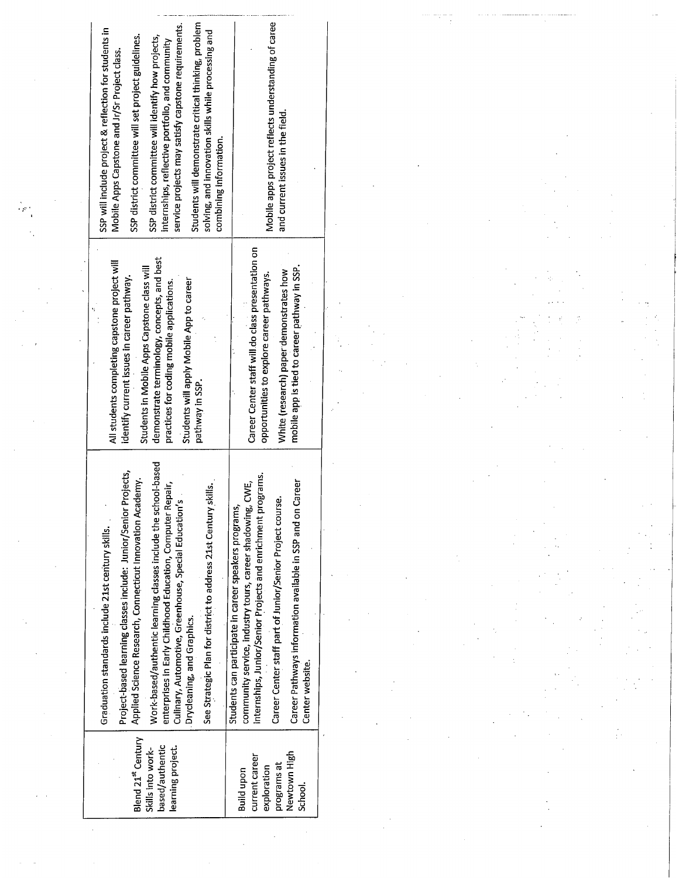| | | | |
|---|---|---|---|
| Blend 21st Century Skills into work-based/authentic learning project. | Graduation standards include 21st century skills.<br><br>Project-based learning classes include: Junior/Senior Projects, Applied Science Research, Connecticut Innovation Academy.<br><br>Work-based/authentic learning classes include the school-based enterprises in Early Childhood Education, Computer Repair, Culinary, Automotive, Greenhouse, Special Education's Drycleaning, and Graphics.<br><br>See Strategic Plan for district to address 21st Century skills. | All students completing capstone project will identify current issues in career pathway.<br><br>Students in Mobile Apps Capstone class will demonstrate terminology, concepts, and best practices for coding mobile applications.<br><br>Students will apply Mobile App to career pathway in SSP. | SSP will include project & reflection for students in Mobile Apps Capstone and Jr/Sr Project class.<br><br>SSP district committee will set project guidelines.<br><br>SSP district committee will identify how projects, internships, reflective portfolio, and community service projects may satisfy capstone requirements.<br><br>Students will demonstrate critical thinking, problem solving, and innovation skills while processing and combining information. |
| Build upon current career exploration programs at Newtown High School. | Students can participate in career speakers programs, community service, industry tours, career shadowing, CWE, internships, Junior/Senior Projects and enrichment programs.<br><br>Career Center staff part of Junior/Senior Project course.<br><br>Career Pathways information available in SSP and on Career Center website. | Career Center staff will do class presentation on opportunities to explore career pathways.<br><br>White (research) paper demonstrates how mobile app is tied to career pathway in SSP. | Mobile apps project reflects understanding of caree and current issues in the field. |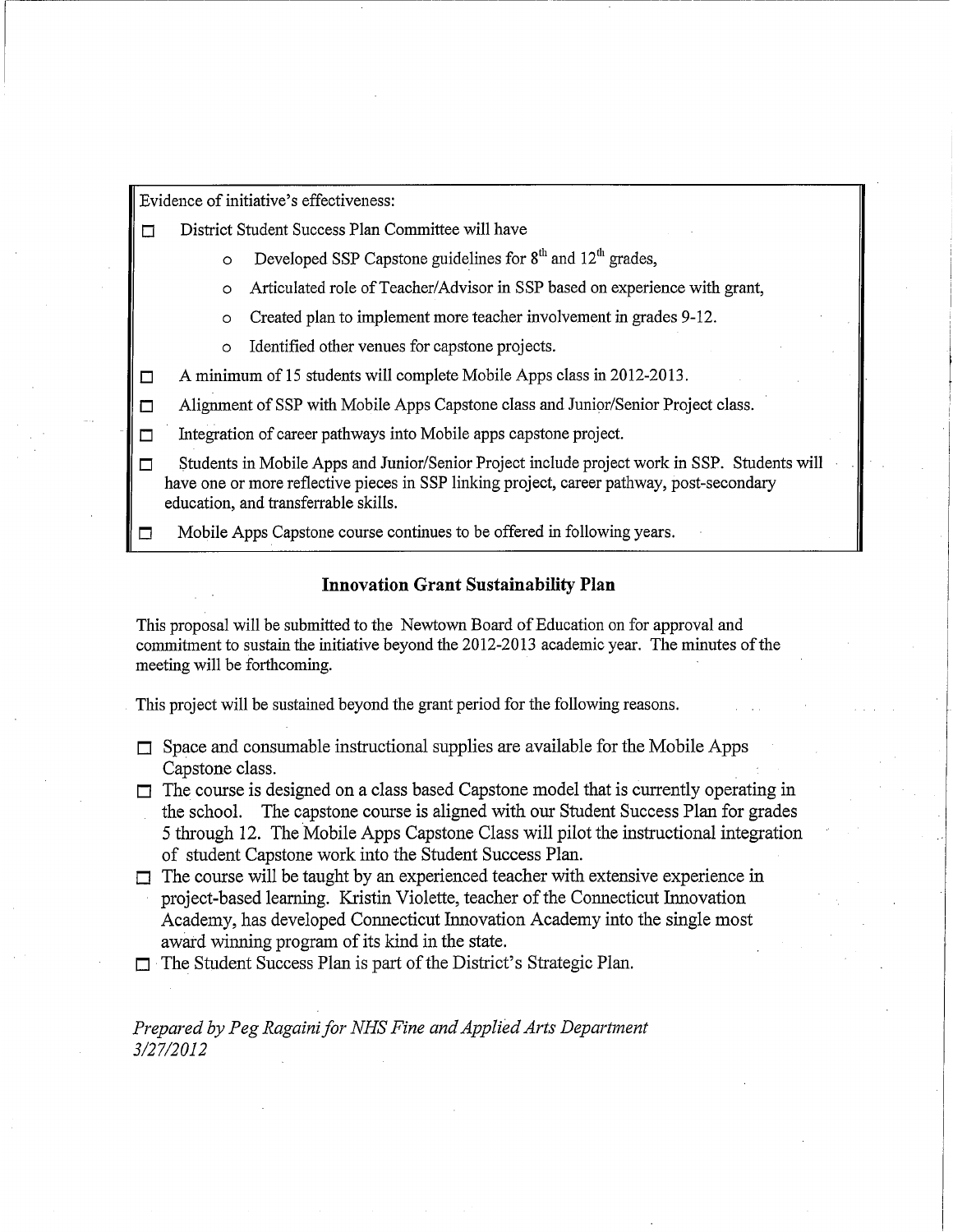Evidence of initiative's effectiveness:

- District Student Success Plan Committee will have
  - Developed SSP Capstone guidelines for 8th and 12th grades,
  - Articulated role of Teacher/Advisor in SSP based on experience with grant,
  - Created plan to implement more teacher involvement in grades 9-12.
  - Identified other venues for capstone projects.
- A minimum of 15 students will complete Mobile Apps class in 2012-2013.
- Alignment of SSP with Mobile Apps Capstone class and Junior/Senior Project class.
- Integration of career pathways into Mobile apps capstone project.
- Students in Mobile Apps and Junior/Senior Project include project work in SSP. Students will have one or more reflective pieces in SSP linking project, career pathway, post-secondary education, and transferrable skills.
- Mobile Apps Capstone course continues to be offered in following years.

## Innovation Grant Sustainability Plan

This proposal will be submitted to the Newtown Board of Education on for approval and commitment to sustain the initiative beyond the 2012-2013 academic year. The minutes of the meeting will be forthcoming.

This project will be sustained beyond the grant period for the following reasons.

- Space and consumable instructional supplies are available for the Mobile Apps Capstone class.
- The course is designed on a class based Capstone model that is currently operating in the school. The capstone course is aligned with our Student Success Plan for grades 5 through 12. The Mobile Apps Capstone Class will pilot the instructional integration of student Capstone work into the Student Success Plan.
- The course will be taught by an experienced teacher with extensive experience in project-based learning. Kristin Violette, teacher of the Connecticut Innovation Academy, has developed Connecticut Innovation Academy into the single most award winning program of its kind in the state.
- The Student Success Plan is part of the District's Strategic Plan.

*Prepared by Peg Ragaini for NHS Fine and Applied Arts Department*
*3/27/2012*